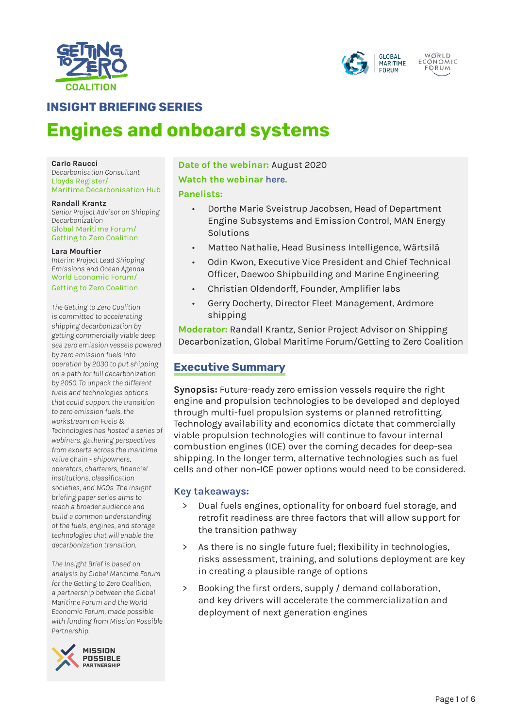GETTING TO ZERO COALITION

GLOBAL MARITIME FORUM

WORLD ECONOMIC FORUM

## INSIGHT BRIEFING SERIES

# Engines and onboard systems

**Carlo Raucci**
*Decarbonisation Consultant*
Lloyds Register/
Maritime Decarbonisation Hub

**Randall Krantz**
*Senior Project Advisor on Shipping Decarbonization*
Global Maritime Forum/
Getting to Zero Coalition

**Lara Mouftier**
*Interim Project Lead Shipping Emissions and Ocean Agenda*
World Economic Forum/
Getting to Zero Coalition

*The Getting to Zero Coalition is committed to accelerating shipping decarbonization by getting commercially viable deep sea zero emission vessels powered by zero emission fuels into operation by 2030 to put shipping on a path for full decarbonization by 2050. To unpack the different fuels and technologies options that could support the transition to zero emission fuels, the workstream on Fuels & Technologies has hosted a series of webinars, gathering perspectives from experts across the maritime value chain - shipowners, operators, charterers, financial institutions, classification societies, and NGOs. The insight briefing paper series aims to reach a broader audience and build a common understanding of the fuels, engines, and storage technologies that will enable the decarbonization transition.*

*The Insight Brief is based on analysis by Global Maritime Forum for the Getting to Zero Coalition, a partnership between the Global Maritime Forum and the World Economic Forum, made possible with funding from Mission Possible Partnership.*

MISSION POSSIBLE PARTNERSHIP

**Date of the webinar:** August 2020

**Watch the webinar here.**

**Panelists:**

- Dorthe Marie Sveistrup Jacobsen, Head of Department Engine Subsystems and Emission Control, MAN Energy Solutions
- Matteo Nathalie, Head Business Intelligence, Wärtsilä
- Odin Kwon, Executive Vice President and Chief Technical Officer, Daewoo Shipbuilding and Marine Engineering
- Christian Oldendorff, Founder, Amplifier labs
- Gerry Docherty, Director Fleet Management, Ardmore shipping

**Moderator:** Randall Krantz, Senior Project Advisor on Shipping Decarbonization, Global Maritime Forum/Getting to Zero Coalition

## Executive Summary

**Synopsis:** Future-ready zero emission vessels require the right engine and propulsion technologies to be developed and deployed through multi-fuel propulsion systems or planned retrofitting. Technology availability and economics dictate that commercially viable propulsion technologies will continue to favour internal combustion engines (ICE) over the coming decades for deep-sea shipping. In the longer term, alternative technologies such as fuel cells and other non-ICE power options would need to be considered.

### Key takeaways:

> Dual fuels engines, optionality for onboard fuel storage, and retrofit readiness are three factors that will allow support for the transition pathway

> As there is no single future fuel; flexibility in technologies, risks assessment, training, and solutions deployment are key in creating a plausible range of options

> Booking the first orders, supply / demand collaboration, and key drivers will accelerate the commercialization and deployment of next generation engines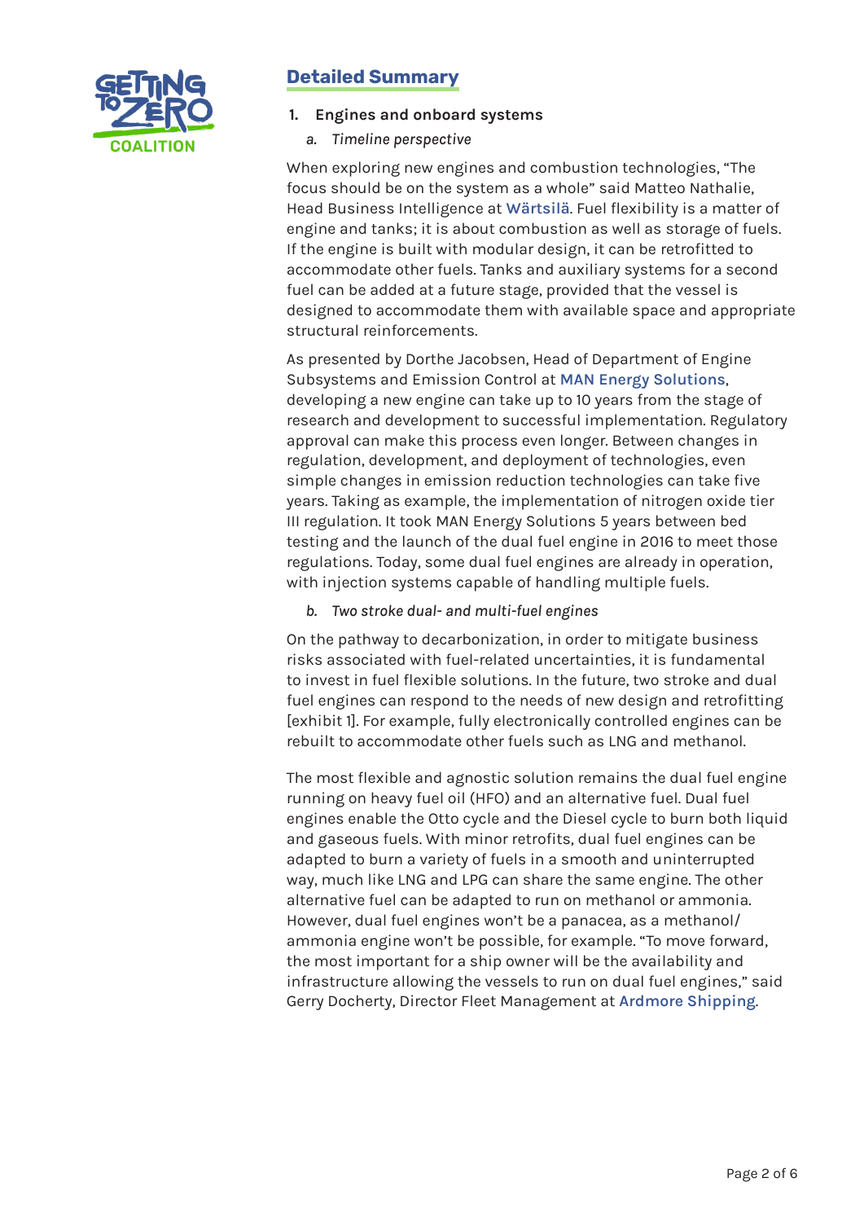## Detailed Summary

1. **Engines and onboard systems**

   *a. Timeline perspective*

When exploring new engines and combustion technologies, "The focus should be on the system as a whole" said Matteo Nathalie, Head Business Intelligence at Wärtsilä. Fuel flexibility is a matter of engine and tanks; it is about combustion as well as storage of fuels. If the engine is built with modular design, it can be retrofitted to accommodate other fuels. Tanks and auxiliary systems for a second fuel can be added at a future stage, provided that the vessel is designed to accommodate them with available space and appropriate structural reinforcements.

As presented by Dorthe Jacobsen, Head of Department of Engine Subsystems and Emission Control at MAN Energy Solutions, developing a new engine can take up to 10 years from the stage of research and development to successful implementation. Regulatory approval can make this process even longer. Between changes in regulation, development, and deployment of technologies, even simple changes in emission reduction technologies can take five years. Taking as example, the implementation of nitrogen oxide tier III regulation. It took MAN Energy Solutions 5 years between bed testing and the launch of the dual fuel engine in 2016 to meet those regulations. Today, some dual fuel engines are already in operation, with injection systems capable of handling multiple fuels.

   *b. Two stroke dual- and multi-fuel engines*

On the pathway to decarbonization, in order to mitigate business risks associated with fuel-related uncertainties, it is fundamental to invest in fuel flexible solutions. In the future, two stroke and dual fuel engines can respond to the needs of new design and retrofitting [exhibit 1]. For example, fully electronically controlled engines can be rebuilt to accommodate other fuels such as LNG and methanol.

The most flexible and agnostic solution remains the dual fuel engine running on heavy fuel oil (HFO) and an alternative fuel. Dual fuel engines enable the Otto cycle and the Diesel cycle to burn both liquid and gaseous fuels. With minor retrofits, dual fuel engines can be adapted to burn a variety of fuels in a smooth and uninterrupted way, much like LNG and LPG can share the same engine. The other alternative fuel can be adapted to run on methanol or ammonia. However, dual fuel engines won't be a panacea, as a methanol/ammonia engine won't be possible, for example. "To move forward, the most important for a ship owner will be the availability and infrastructure allowing the vessels to run on dual fuel engines," said Gerry Docherty, Director Fleet Management at Ardmore Shipping.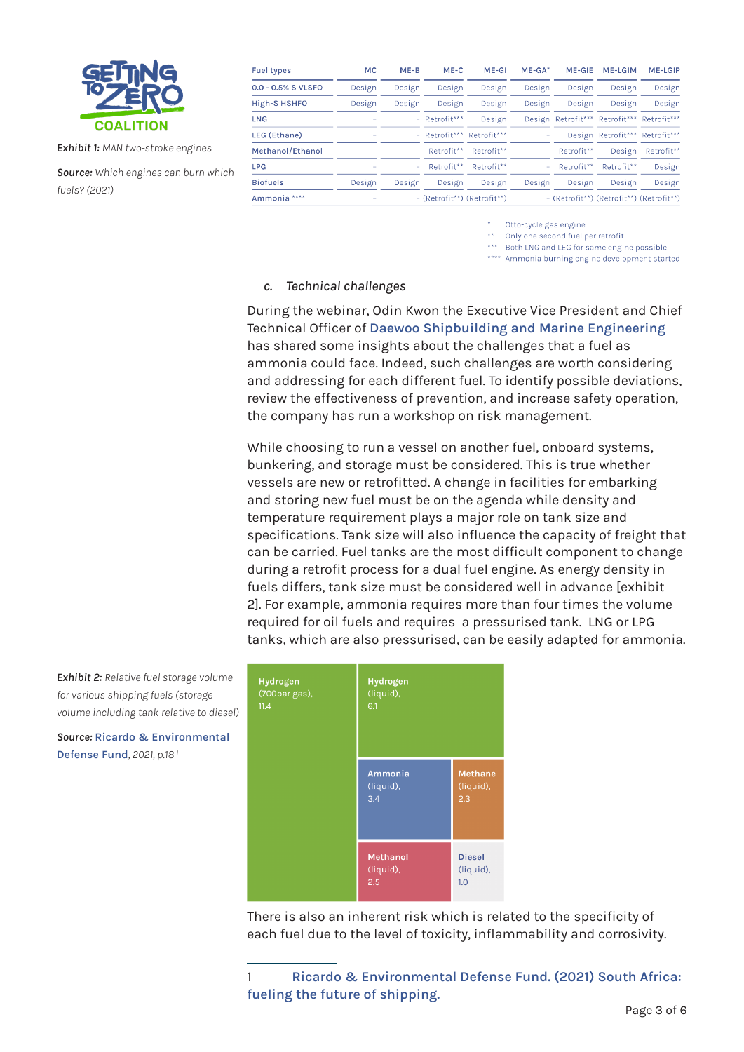*Exhibit 1: MAN two-stroke engines*

***Source:** Which engines can burn which fuels? (2021)*

| Fuel types | MC | ME-B | ME-C | ME-GI | ME-GA* | ME-GIE | ME-LGIM | ME-LGIP |
|---|---|---|---|---|---|---|---|---|
| 0.0 - 0.5% S VLSFO | Design | Design | Design | Design | Design | Design | Design | Design |
| High-S HSHFO | Design | Design | Design | Design | Design | Design | Design | Design |
| LNG | – | – | Retrofit*** | Design | Design | Retrofit*** | Retrofit*** | Retrofit*** |
| LEG (Ethane) | – | – | Retrofit*** | Retrofit*** | – | Design | Retrofit*** | Retrofit*** |
| Methanol/Ethanol | – | – | Retrofit** | Retrofit** | – | Retrofit** | Design | Retrofit** |
| LPG | – | – | Retrofit** | Retrofit** | – | Retrofit** | Retrofit** | Design |
| Biofuels | Design | Design | Design | Design | Design | Design | Design | Design |
| Ammonia **** | – | – | (Retrofit**) | (Retrofit**) | – | (Retrofit**) | (Retrofit**) | (Retrofit**) |

\* Otto-cycle gas engine
\*\* Only one second fuel per retrofit
\*\*\* Both LNG and LEG for same engine possible
\*\*\*\* Ammonia burning engine development started

### *c. Technical challenges*

During the webinar, Odin Kwon the Executive Vice President and Chief Technical Officer of Daewoo Shipbuilding and Marine Engineering has shared some insights about the challenges that a fuel as ammonia could face. Indeed, such challenges are worth considering and addressing for each different fuel. To identify possible deviations, review the effectiveness of prevention, and increase safety operation, the company has run a workshop on risk management.

While choosing to run a vessel on another fuel, onboard systems, bunkering, and storage must be considered. This is true whether vessels are new or retrofitted. A change in facilities for embarking and storing new fuel must be on the agenda while density and temperature requirement plays a major role on tank size and specifications. Tank size will also influence the capacity of freight that can be carried. Fuel tanks are the most difficult component to change during a retrofit process for a dual fuel engine. As energy density in fuels differs, tank size must be considered well in advance [exhibit 2]. For example, ammonia requires more than four times the volume required for oil fuels and requires a pressurised tank. LNG or LPG tanks, which are also pressurised, can be easily adapted for ammonia.

*Exhibit 2: Relative fuel storage volume for various shipping fuels (storage volume including tank relative to diesel)*

***Source:** Ricardo & Environmental Defense Fund, 2021, p.18* [1]

Hydrogen (700bar gas), 11.4
Hydrogen (liquid), 6.1
Ammonia (liquid), 3.4
Methane (liquid), 2.3
Methanol (liquid), 2.5
Diesel (liquid), 1.0

There is also an inherent risk which is related to the specificity of each fuel due to the level of toxicity, inflammability and corrosivity.

---

1 Ricardo & Environmental Defense Fund. (2021) South Africa: fueling the future of shipping.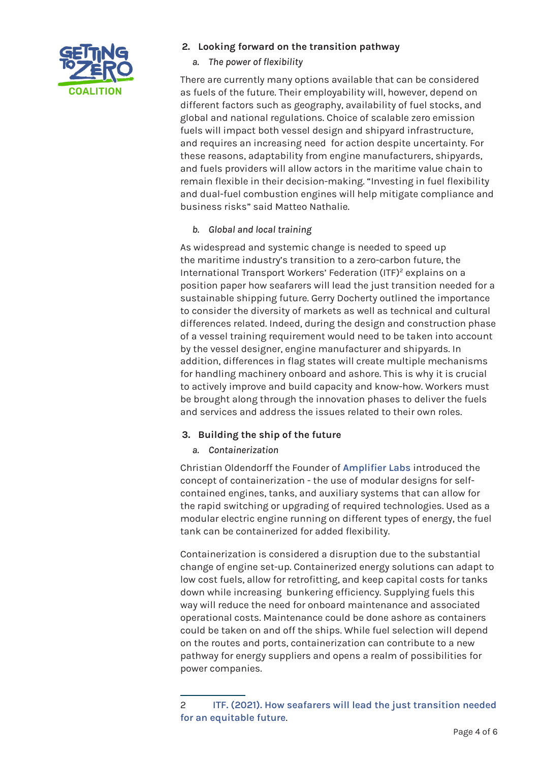## 2. Looking forward on the transition pathway

### *a. The power of flexibility*

There are currently many options available that can be considered as fuels of the future. Their employability will, however, depend on different factors such as geography, availability of fuel stocks, and global and national regulations. Choice of scalable zero emission fuels will impact both vessel design and shipyard infrastructure, and requires an increasing need for action despite uncertainty. For these reasons, adaptability from engine manufacturers, shipyards, and fuels providers will allow actors in the maritime value chain to remain flexible in their decision-making. "Investing in fuel flexibility and dual-fuel combustion engines will help mitigate compliance and business risks" said Matteo Nathalie.

### *b. Global and local training*

As widespread and systemic change is needed to speed up the maritime industry's transition to a zero-carbon future, the International Transport Workers' Federation (ITF)[2] explains on a position paper how seafarers will lead the just transition needed for a sustainable shipping future. Gerry Docherty outlined the importance to consider the diversity of markets as well as technical and cultural differences related. Indeed, during the design and construction phase of a vessel training requirement would need to be taken into account by the vessel designer, engine manufacturer and shipyards. In addition, differences in flag states will create multiple mechanisms for handling machinery onboard and ashore. This is why it is crucial to actively improve and build capacity and know-how. Workers must be brought along through the innovation phases to deliver the fuels and services and address the issues related to their own roles.

## 3. Building the ship of the future

### *a. Containerization*

Christian Oldendorff the Founder of **Amplifier Labs** introduced the concept of containerization - the use of modular designs for self-contained engines, tanks, and auxiliary systems that can allow for the rapid switching or upgrading of required technologies. Used as a modular electric engine running on different types of energy, the fuel tank can be containerized for added flexibility.

Containerization is considered a disruption due to the substantial change of engine set-up. Containerized energy solutions can adapt to low cost fuels, allow for retrofitting, and keep capital costs for tanks down while increasing bunkering efficiency. Supplying fuels this way will reduce the need for onboard maintenance and associated operational costs. Maintenance could be done ashore as containers could be taken on and off the ships. While fuel selection will depend on the routes and ports, containerization can contribute to a new pathway for energy suppliers and opens a realm of possibilities for power companies.

---

2 **ITF. (2021). How seafarers will lead the just transition needed for an equitable future**.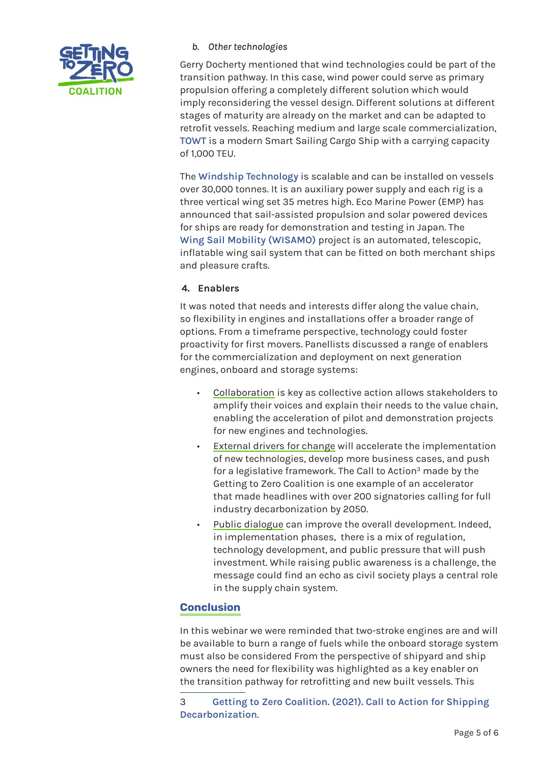*b. Other technologies*

Gerry Docherty mentioned that wind technologies could be part of the transition pathway. In this case, wind power could serve as primary propulsion offering a completely different solution which would imply reconsidering the vessel design. Different solutions at different stages of maturity are already on the market and can be adapted to retrofit vessels. Reaching medium and large scale commercialization, TOWT is a modern Smart Sailing Cargo Ship with a carrying capacity of 1,000 TEU.

The Windship Technology is scalable and can be installed on vessels over 30,000 tonnes. It is an auxiliary power supply and each rig is a three vertical wing set 35 metres high. Eco Marine Power (EMP) has announced that sail-assisted propulsion and solar powered devices for ships are ready for demonstration and testing in Japan. The Wing Sail Mobility (WISAMO) project is an automated, telescopic, inflatable wing sail system that can be fitted on both merchant ships and pleasure crafts.

## 4. Enablers

It was noted that needs and interests differ along the value chain, so flexibility in engines and installations offer a broader range of options. From a timeframe perspective, technology could foster proactivity for first movers. Panellists discussed a range of enablers for the commercialization and deployment on next generation engines, onboard and storage systems:

- Collaboration is key as collective action allows stakeholders to amplify their voices and explain their needs to the value chain, enabling the acceleration of pilot and demonstration projects for new engines and technologies.
- External drivers for change will accelerate the implementation of new technologies, develop more business cases, and push for a legislative framework. The Call to Action[3] made by the Getting to Zero Coalition is one example of an accelerator that made headlines with over 200 signatories calling for full industry decarbonization by 2050.
- Public dialogue can improve the overall development. Indeed, in implementation phases, there is a mix of regulation, technology development, and public pressure that will push investment. While raising public awareness is a challenge, the message could find an echo as civil society plays a central role in the supply chain system.

## Conclusion

In this webinar we were reminded that two-stroke engines are and will be available to burn a range of fuels while the onboard storage system must also be considered From the perspective of shipyard and ship owners the need for flexibility was highlighted as a key enabler on the transition pathway for retrofitting and new built vessels. This

3 Getting to Zero Coalition. (2021). Call to Action for Shipping Decarbonization.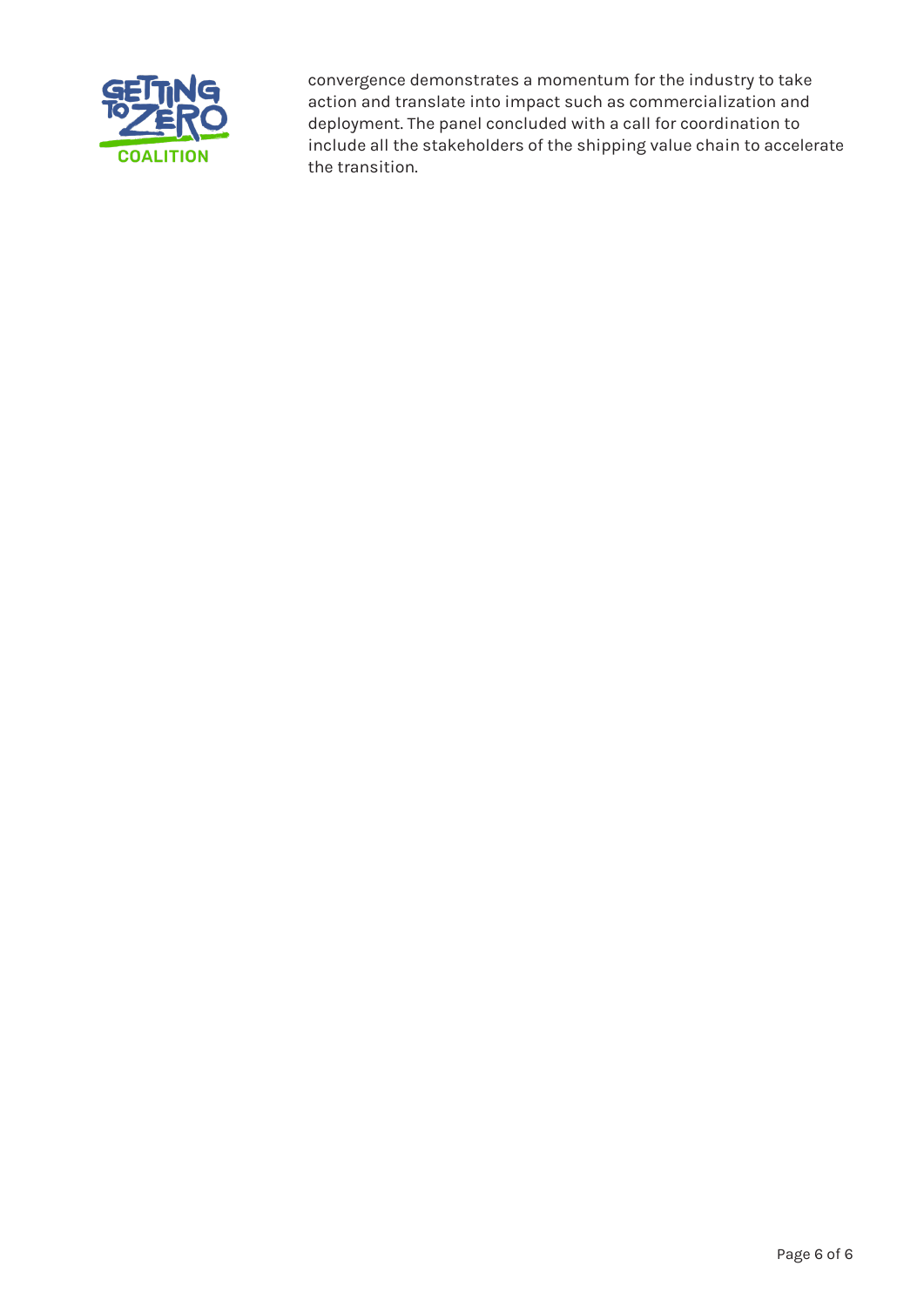convergence demonstrates a momentum for the industry to take action and translate into impact such as commercialization and deployment. The panel concluded with a call for coordination to include all the stakeholders of the shipping value chain to accelerate the transition.